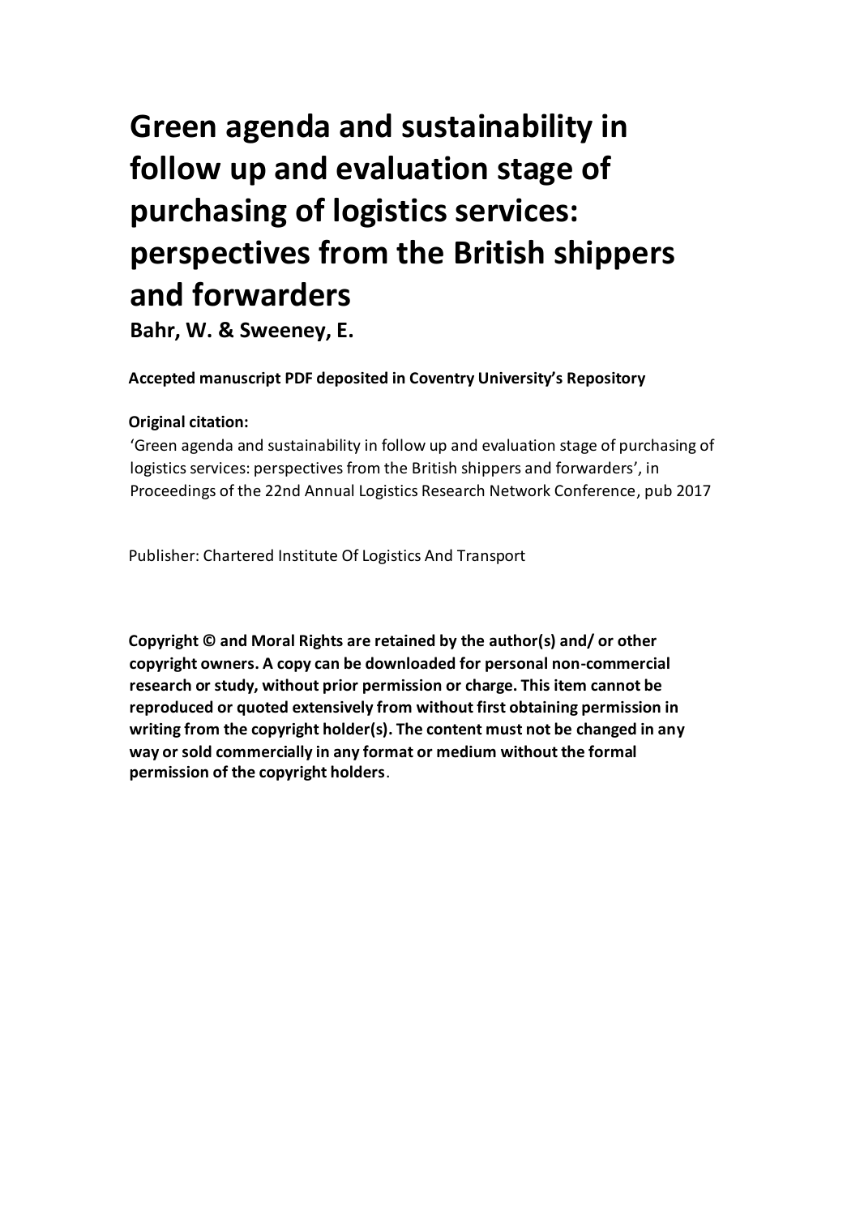# Green agenda and sustainability in follow up and evaluation stage of purchasing of logistics services: perspectives from the British shippers and forwarders

**Bahr, W. & Sweeney, E.**

**Accepted manuscript PDF deposited in Coventry University's Repository**

**Original citation:**

'Green agenda and sustainability in follow up and evaluation stage of purchasing of logistics services: perspectives from the British shippers and forwarders', in Proceedings of the 22nd Annual Logistics Research Network Conference, pub 2017

Publisher: Chartered Institute Of Logistics And Transport

**Copyright © and Moral Rights are retained by the author(s) and/ or other copyright owners. A copy can be downloaded for personal non-commercial research or study, without prior permission or charge. This item cannot be reproduced or quoted extensively from without first obtaining permission in writing from the copyright holder(s). The content must not be changed in any way or sold commercially in any format or medium without the formal permission of the copyright holders**.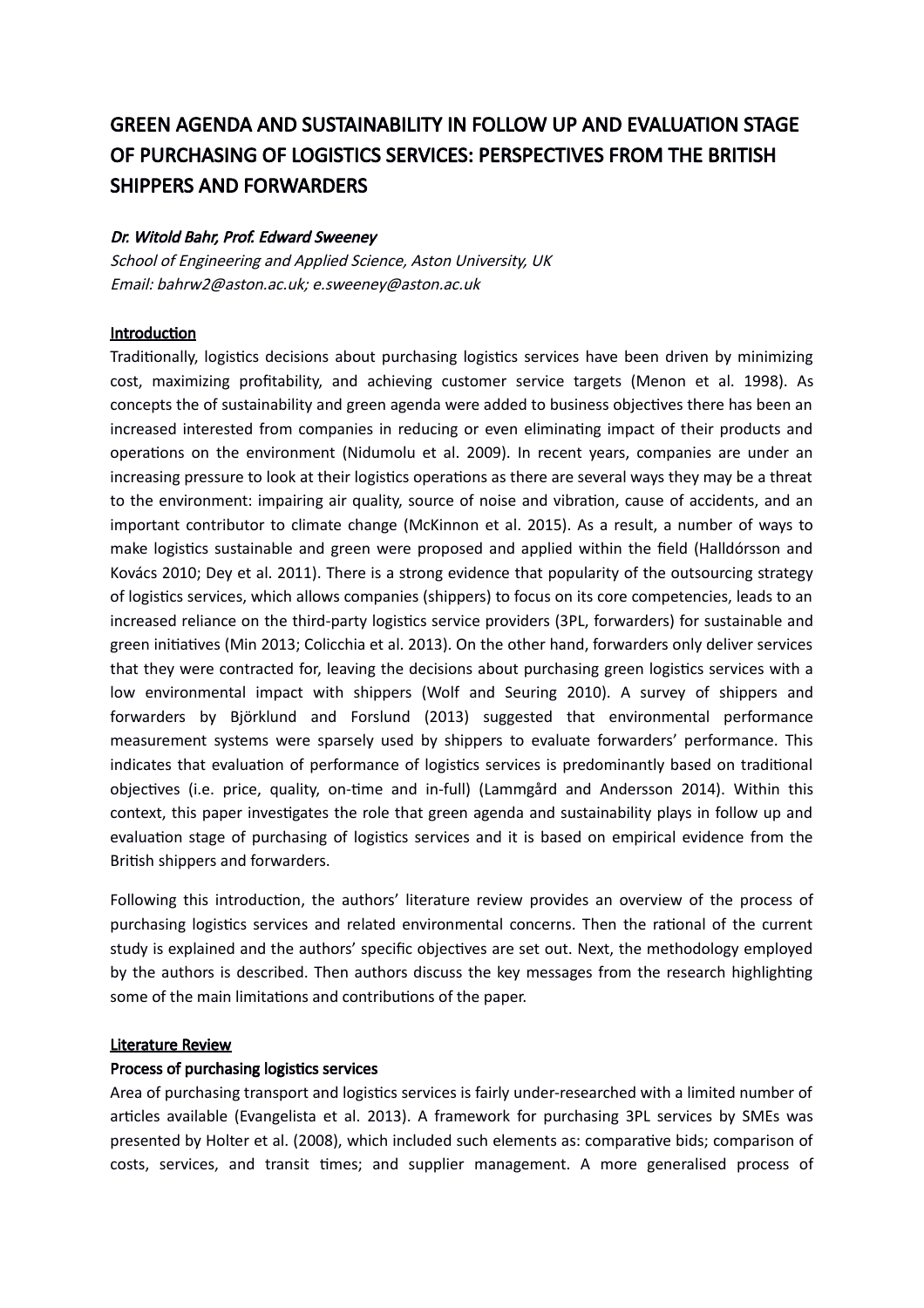# GREEN AGENDA AND SUSTAINABILITY IN FOLLOW UP AND EVALUATION STAGE OF PURCHASING OF LOGISTICS SERVICES: PERSPECTIVES FROM THE BRITISH SHIPPERS AND FORWARDERS

***Dr. Witold Bahr, Prof. Edward Sweeney***

*School of Engineering and Applied Science, Aston University, UK*
*Email: bahrw2@aston.ac.uk; e.sweeney@aston.ac.uk*

## Introduction

Traditionally, logistics decisions about purchasing logistics services have been driven by minimizing cost, maximizing profitability, and achieving customer service targets (Menon et al. 1998). As concepts the of sustainability and green agenda were added to business objectives there has been an increased interested from companies in reducing or even eliminating impact of their products and operations on the environment (Nidumolu et al. 2009). In recent years, companies are under an increasing pressure to look at their logistics operations as there are several ways they may be a threat to the environment: impairing air quality, source of noise and vibration, cause of accidents, and an important contributor to climate change (McKinnon et al. 2015). As a result, a number of ways to make logistics sustainable and green were proposed and applied within the field (Halldórsson and Kovács 2010; Dey et al. 2011). There is a strong evidence that popularity of the outsourcing strategy of logistics services, which allows companies (shippers) to focus on its core competencies, leads to an increased reliance on the third-party logistics service providers (3PL, forwarders) for sustainable and green initiatives (Min 2013; Colicchia et al. 2013). On the other hand, forwarders only deliver services that they were contracted for, leaving the decisions about purchasing green logistics services with a low environmental impact with shippers (Wolf and Seuring 2010). A survey of shippers and forwarders by Björklund and Forslund (2013) suggested that environmental performance measurement systems were sparsely used by shippers to evaluate forwarders' performance. This indicates that evaluation of performance of logistics services is predominantly based on traditional objectives (i.e. price, quality, on-time and in-full) (Lammgård and Andersson 2014). Within this context, this paper investigates the role that green agenda and sustainability plays in follow up and evaluation stage of purchasing of logistics services and it is based on empirical evidence from the British shippers and forwarders.

Following this introduction, the authors' literature review provides an overview of the process of purchasing logistics services and related environmental concerns. Then the rational of the current study is explained and the authors' specific objectives are set out. Next, the methodology employed by the authors is described. Then authors discuss the key messages from the research highlighting some of the main limitations and contributions of the paper.

## Literature Review

### Process of purchasing logistics services

Area of purchasing transport and logistics services is fairly under-researched with a limited number of articles available (Evangelista et al. 2013). A framework for purchasing 3PL services by SMEs was presented by Holter et al. (2008), which included such elements as: comparative bids; comparison of costs, services, and transit times; and supplier management. A more generalised process of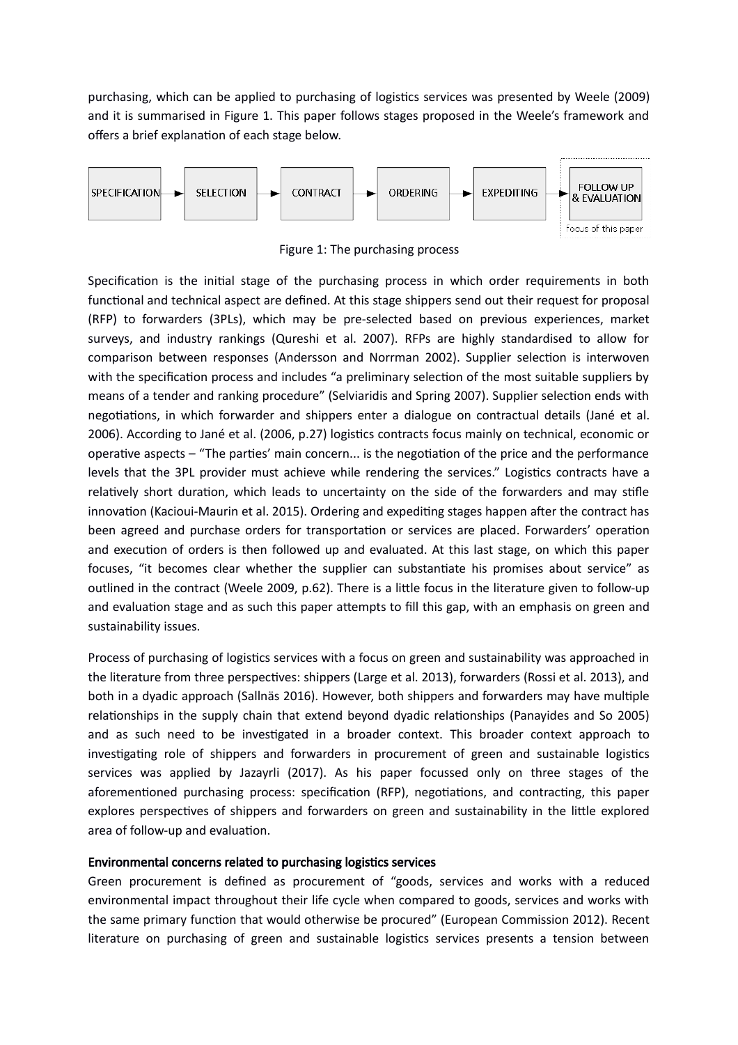purchasing, which can be applied to purchasing of logistics services was presented by Weele (2009) and it is summarised in Figure 1. This paper follows stages proposed in the Weele's framework and offers a brief explanation of each stage below.

SPECIFICATION → SELECTION → CONTRACT → ORDERING → EXPEDITING → FOLLOW UP & EVALUATION

Focus of this paper

Figure 1: The purchasing process

Specification is the initial stage of the purchasing process in which order requirements in both functional and technical aspect are defined. At this stage shippers send out their request for proposal (RFP) to forwarders (3PLs), which may be pre-selected based on previous experiences, market surveys, and industry rankings (Qureshi et al. 2007). RFPs are highly standardised to allow for comparison between responses (Andersson and Norrman 2002). Supplier selection is interwoven with the specification process and includes "a preliminary selection of the most suitable suppliers by means of a tender and ranking procedure" (Selviaridis and Spring 2007). Supplier selection ends with negotiations, in which forwarder and shippers enter a dialogue on contractual details (Jané et al. 2006). According to Jané et al. (2006, p.27) logistics contracts focus mainly on technical, economic or operative aspects – "The parties' main concern... is the negotiation of the price and the performance levels that the 3PL provider must achieve while rendering the services." Logistics contracts have a relatively short duration, which leads to uncertainty on the side of the forwarders and may stifle innovation (Kacioui-Maurin et al. 2015). Ordering and expediting stages happen after the contract has been agreed and purchase orders for transportation or services are placed. Forwarders' operation and execution of orders is then followed up and evaluated. At this last stage, on which this paper focuses, "it becomes clear whether the supplier can substantiate his promises about service" as outlined in the contract (Weele 2009, p.62). There is a little focus in the literature given to follow-up and evaluation stage and as such this paper attempts to fill this gap, with an emphasis on green and sustainability issues.

Process of purchasing of logistics services with a focus on green and sustainability was approached in the literature from three perspectives: shippers (Large et al. 2013), forwarders (Rossi et al. 2013), and both in a dyadic approach (Sallnäs 2016). However, both shippers and forwarders may have multiple relationships in the supply chain that extend beyond dyadic relationships (Panayides and So 2005) and as such need to be investigated in a broader context. This broader context approach to investigating role of shippers and forwarders in procurement of green and sustainable logistics services was applied by Jazayrli (2017). As his paper focussed only on three stages of the aforementioned purchasing process: specification (RFP), negotiations, and contracting, this paper explores perspectives of shippers and forwarders on green and sustainability in the little explored area of follow-up and evaluation.

## Environmental concerns related to purchasing logistics services

Green procurement is defined as procurement of "goods, services and works with a reduced environmental impact throughout their life cycle when compared to goods, services and works with the same primary function that would otherwise be procured" (European Commission 2012). Recent literature on purchasing of green and sustainable logistics services presents a tension between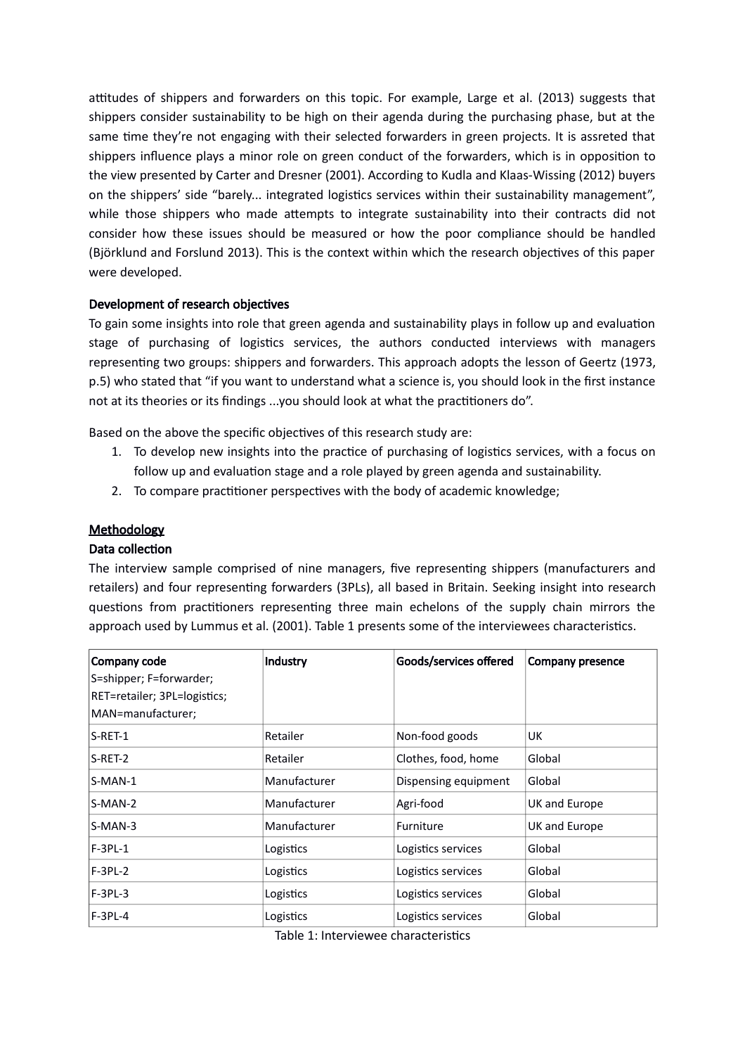attitudes of shippers and forwarders on this topic. For example, Large et al. (2013) suggests that shippers consider sustainability to be high on their agenda during the purchasing phase, but at the same time they're not engaging with their selected forwarders in green projects. It is assreted that shippers influence plays a minor role on green conduct of the forwarders, which is in opposition to the view presented by Carter and Dresner (2001). According to Kudla and Klaas-Wissing (2012) buyers on the shippers' side "barely... integrated logistics services within their sustainability management", while those shippers who made attempts to integrate sustainability into their contracts did not consider how these issues should be measured or how the poor compliance should be handled (Björklund and Forslund 2013). This is the context within which the research objectives of this paper were developed.

### Development of research objectives

To gain some insights into role that green agenda and sustainability plays in follow up and evaluation stage of purchasing of logistics services, the authors conducted interviews with managers representing two groups: shippers and forwarders. This approach adopts the lesson of Geertz (1973, p.5) who stated that "if you want to understand what a science is, you should look in the first instance not at its theories or its findings ...you should look at what the practitioners do".

Based on the above the specific objectives of this research study are:

1. To develop new insights into the practice of purchasing of logistics services, with a focus on follow up and evaluation stage and a role played by green agenda and sustainability.
2. To compare practitioner perspectives with the body of academic knowledge;

## Methodology

### Data collection

The interview sample comprised of nine managers, five representing shippers (manufacturers and retailers) and four representing forwarders (3PLs), all based in Britain. Seeking insight into research questions from practitioners representing three main echelons of the supply chain mirrors the approach used by Lummus et al. (2001). Table 1 presents some of the interviewees characteristics.

| Company code<br>S=shipper; F=forwarder;<br>RET=retailer; 3PL=logistics;<br>MAN=manufacturer; | Industry | Goods/services offered | Company presence |
|---|---|---|---|
| S-RET-1 | Retailer | Non-food goods | UK |
| S-RET-2 | Retailer | Clothes, food, home | Global |
| S-MAN-1 | Manufacturer | Dispensing equipment | Global |
| S-MAN-2 | Manufacturer | Agri-food | UK and Europe |
| S-MAN-3 | Manufacturer | Furniture | UK and Europe |
| F-3PL-1 | Logistics | Logistics services | Global |
| F-3PL-2 | Logistics | Logistics services | Global |
| F-3PL-3 | Logistics | Logistics services | Global |
| F-3PL-4 | Logistics | Logistics services | Global |

Table 1: Interviewee characteristics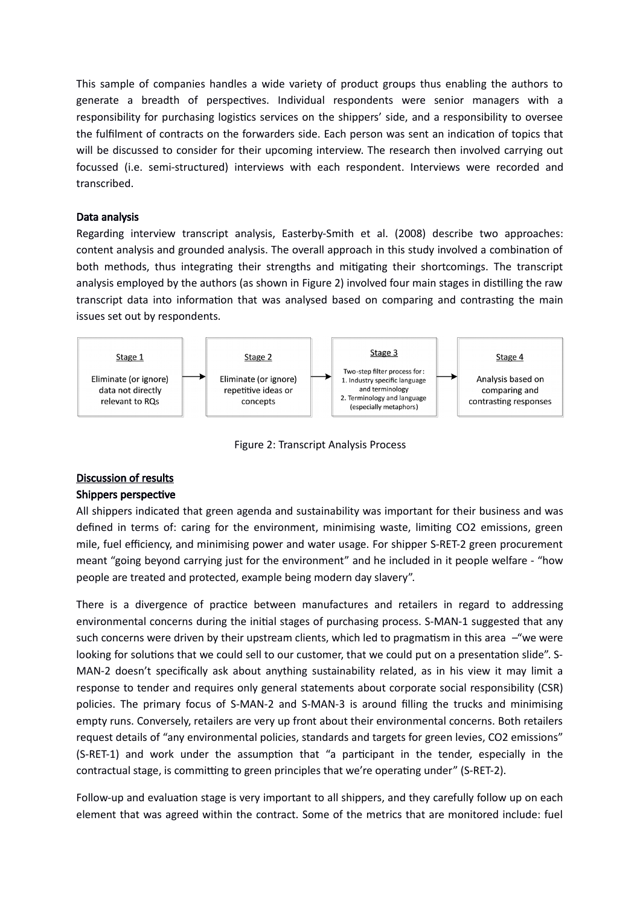This sample of companies handles a wide variety of product groups thus enabling the authors to generate a breadth of perspectives. Individual respondents were senior managers with a responsibility for purchasing logistics services on the shippers' side, and a responsibility to oversee the fulfilment of contracts on the forwarders side. Each person was sent an indication of topics that will be discussed to consider for their upcoming interview. The research then involved carrying out focussed (i.e. semi-structured) interviews with each respondent. Interviews were recorded and transcribed.

### Data analysis

Regarding interview transcript analysis, Easterby-Smith et al. (2008) describe two approaches: content analysis and grounded analysis. The overall approach in this study involved a combination of both methods, thus integrating their strengths and mitigating their shortcomings. The transcript analysis employed by the authors (as shown in Figure 2) involved four main stages in distilling the raw transcript data into information that was analysed based on comparing and contrasting the main issues set out by respondents.

| Stage 1 | | Stage 2 | | Stage 3 | | Stage 4 |
|---|---|---|---|---|---|---|
| Eliminate (or ignore) data not directly relevant to RQs | → | Eliminate (or ignore) repetitive ideas or concepts | → | Two-step filter process for: 1. Industry specific language and terminology 2. Terminology and language (especially metaphors) | → | Analysis based on comparing and contrasting responses |

Figure 2: Transcript Analysis Process

## Discussion of results

### Shippers perspective

All shippers indicated that green agenda and sustainability was important for their business and was defined in terms of: caring for the environment, minimising waste, limiting $CO_2$ emissions, green mile, fuel efficiency, and minimising power and water usage. For shipper S-RET-2 green procurement meant "going beyond carrying just for the environment" and he included in it people welfare - "how people are treated and protected, example being modern day slavery".

There is a divergence of practice between manufactures and retailers in regard to addressing environmental concerns during the initial stages of purchasing process. S-MAN-1 suggested that any such concerns were driven by their upstream clients, which led to pragmatism in this area –"we were looking for solutions that we could sell to our customer, that we could put on a presentation slide". S-MAN-2 doesn't specifically ask about anything sustainability related, as in his view it may limit a response to tender and requires only general statements about corporate social responsibility (CSR) policies. The primary focus of S-MAN-2 and S-MAN-3 is around filling the trucks and minimising empty runs. Conversely, retailers are very up front about their environmental concerns. Both retailers request details of "any environmental policies, standards and targets for green levies, $CO_2$ emissions" (S-RET-1) and work under the assumption that "a participant in the tender, especially in the contractual stage, is committing to green principles that we're operating under" (S-RET-2).

Follow-up and evaluation stage is very important to all shippers, and they carefully follow up on each element that was agreed within the contract. Some of the metrics that are monitored include: fuel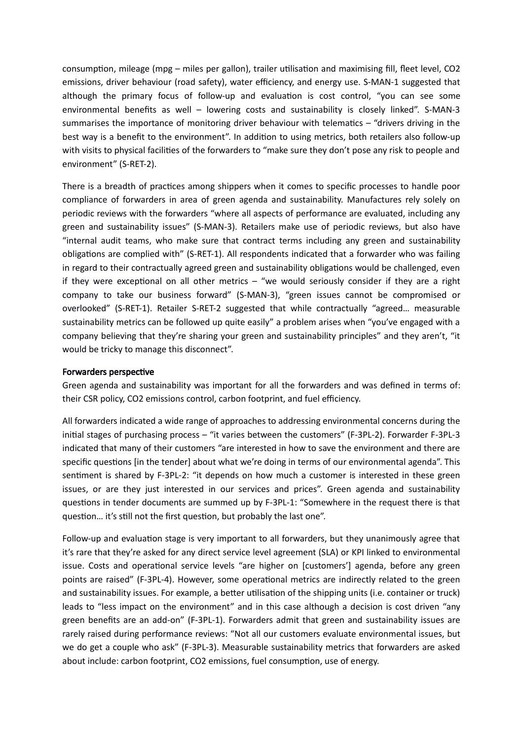consumption, mileage (mpg – miles per gallon), trailer utilisation and maximising fill, fleet level, $CO_2$ emissions, driver behaviour (road safety), water efficiency, and energy use. S-MAN-1 suggested that although the primary focus of follow-up and evaluation is cost control, "you can see some environmental benefits as well – lowering costs and sustainability is closely linked". S-MAN-3 summarises the importance of monitoring driver behaviour with telematics – "drivers driving in the best way is a benefit to the environment". In addition to using metrics, both retailers also follow-up with visits to physical facilities of the forwarders to "make sure they don't pose any risk to people and environment" (S-RET-2).

There is a breadth of practices among shippers when it comes to specific processes to handle poor compliance of forwarders in area of green agenda and sustainability. Manufactures rely solely on periodic reviews with the forwarders "where all aspects of performance are evaluated, including any green and sustainability issues" (S-MAN-3). Retailers make use of periodic reviews, but also have "internal audit teams, who make sure that contract terms including any green and sustainability obligations are complied with" (S-RET-1). All respondents indicated that a forwarder who was failing in regard to their contractually agreed green and sustainability obligations would be challenged, even if they were exceptional on all other metrics – "we would seriously consider if they are a right company to take our business forward" (S-MAN-3), "green issues cannot be compromised or overlooked" (S-RET-1). Retailer S-RET-2 suggested that while contractually "agreed… measurable sustainability metrics can be followed up quite easily" a problem arises when "you've engaged with a company believing that they're sharing your green and sustainability principles" and they aren't, "it would be tricky to manage this disconnect".

### Forwarders perspective

Green agenda and sustainability was important for all the forwarders and was defined in terms of: their CSR policy, $CO_2$ emissions control, carbon footprint, and fuel efficiency.

All forwarders indicated a wide range of approaches to addressing environmental concerns during the initial stages of purchasing process – "it varies between the customers" (F-3PL-2). Forwarder F-3PL-3 indicated that many of their customers "are interested in how to save the environment and there are specific questions [in the tender] about what we're doing in terms of our environmental agenda". This sentiment is shared by F-3PL-2: "it depends on how much a customer is interested in these green issues, or are they just interested in our services and prices". Green agenda and sustainability questions in tender documents are summed up by F-3PL-1: "Somewhere in the request there is that question… it's still not the first question, but probably the last one".

Follow-up and evaluation stage is very important to all forwarders, but they unanimously agree that it's rare that they're asked for any direct service level agreement (SLA) or KPI linked to environmental issue. Costs and operational service levels "are higher on [customers'] agenda, before any green points are raised" (F-3PL-4). However, some operational metrics are indirectly related to the green and sustainability issues. For example, a better utilisation of the shipping units (i.e. container or truck) leads to "less impact on the environment" and in this case although a decision is cost driven "any green benefits are an add-on" (F-3PL-1). Forwarders admit that green and sustainability issues are rarely raised during performance reviews: "Not all our customers evaluate environmental issues, but we do get a couple who ask" (F-3PL-3). Measurable sustainability metrics that forwarders are asked about include: carbon footprint, $CO_2$ emissions, fuel consumption, use of energy.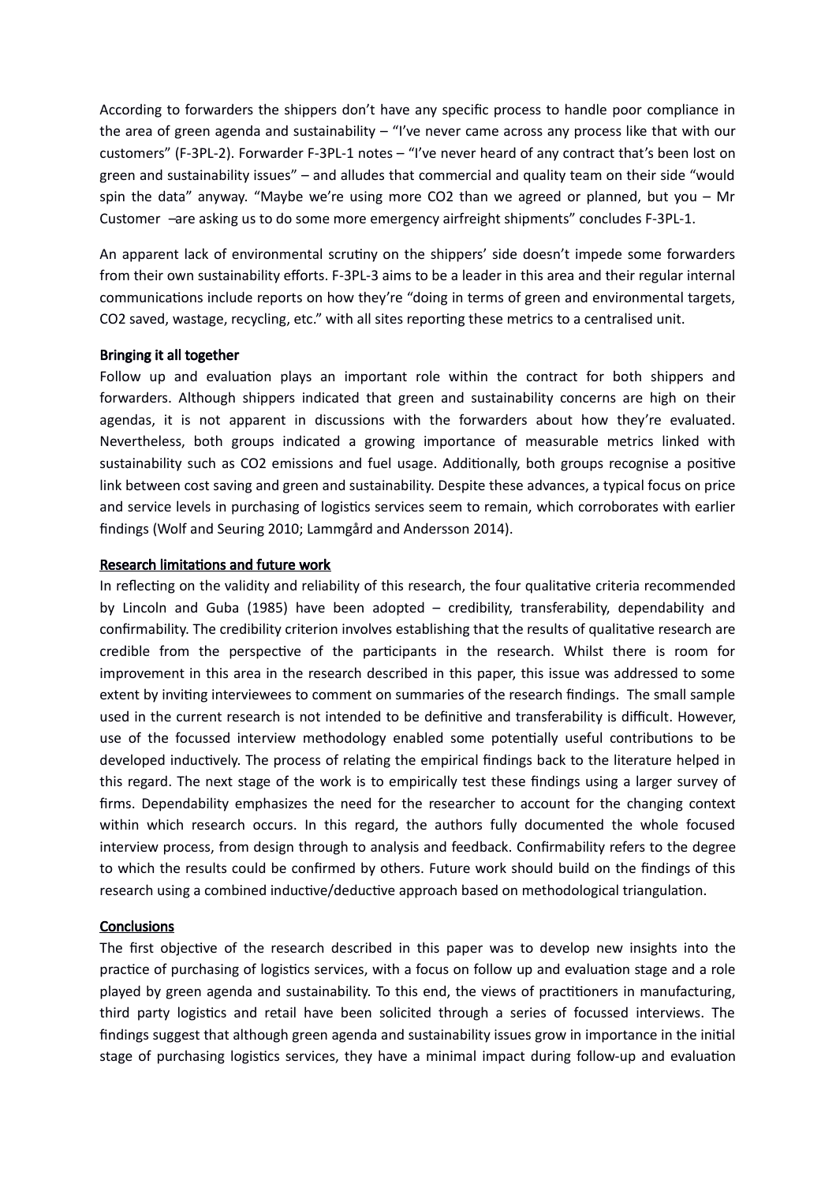According to forwarders the shippers don't have any specific process to handle poor compliance in the area of green agenda and sustainability – "I've never came across any process like that with our customers" (F-3PL-2). Forwarder F-3PL-1 notes – "I've never heard of any contract that's been lost on green and sustainability issues" – and alludes that commercial and quality team on their side "would spin the data" anyway. "Maybe we're using more $CO_2$ than we agreed or planned, but you – Mr Customer –are asking us to do some more emergency airfreight shipments" concludes F-3PL-1.

An apparent lack of environmental scrutiny on the shippers' side doesn't impede some forwarders from their own sustainability efforts. F-3PL-3 aims to be a leader in this area and their regular internal communications include reports on how they're "doing in terms of green and environmental targets, $CO_2$ saved, wastage, recycling, etc." with all sites reporting these metrics to a centralised unit.

## Bringing it all together

Follow up and evaluation plays an important role within the contract for both shippers and forwarders. Although shippers indicated that green and sustainability concerns are high on their agendas, it is not apparent in discussions with the forwarders about how they're evaluated. Nevertheless, both groups indicated a growing importance of measurable metrics linked with sustainability such as $CO_2$ emissions and fuel usage. Additionally, both groups recognise a positive link between cost saving and green and sustainability. Despite these advances, a typical focus on price and service levels in purchasing of logistics services seem to remain, which corroborates with earlier findings (Wolf and Seuring 2010; Lammgård and Andersson 2014).

## Research limitations and future work

In reflecting on the validity and reliability of this research, the four qualitative criteria recommended by Lincoln and Guba (1985) have been adopted – credibility, transferability, dependability and confirmability. The credibility criterion involves establishing that the results of qualitative research are credible from the perspective of the participants in the research. Whilst there is room for improvement in this area in the research described in this paper, this issue was addressed to some extent by inviting interviewees to comment on summaries of the research findings. The small sample used in the current research is not intended to be definitive and transferability is difficult. However, use of the focussed interview methodology enabled some potentially useful contributions to be developed inductively. The process of relating the empirical findings back to the literature helped in this regard. The next stage of the work is to empirically test these findings using a larger survey of firms. Dependability emphasizes the need for the researcher to account for the changing context within which research occurs. In this regard, the authors fully documented the whole focused interview process, from design through to analysis and feedback. Confirmability refers to the degree to which the results could be confirmed by others. Future work should build on the findings of this research using a combined inductive/deductive approach based on methodological triangulation.

## Conclusions

The first objective of the research described in this paper was to develop new insights into the practice of purchasing of logistics services, with a focus on follow up and evaluation stage and a role played by green agenda and sustainability. To this end, the views of practitioners in manufacturing, third party logistics and retail have been solicited through a series of focussed interviews. The findings suggest that although green agenda and sustainability issues grow in importance in the initial stage of purchasing logistics services, they have a minimal impact during follow-up and evaluation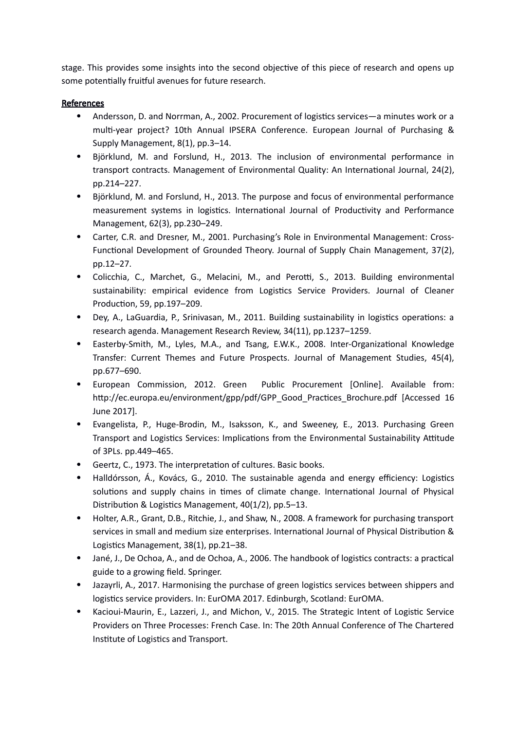stage. This provides some insights into the second objective of this piece of research and opens up some potentially fruitful avenues for future research.

## References

- Andersson, D. and Norrman, A., 2002. Procurement of logistics services—a minutes work or a multi-year project? 10th Annual IPSERA Conference. European Journal of Purchasing & Supply Management, 8(1), pp.3–14.
- Björklund, M. and Forslund, H., 2013. The inclusion of environmental performance in transport contracts. Management of Environmental Quality: An International Journal, 24(2), pp.214–227.
- Björklund, M. and Forslund, H., 2013. The purpose and focus of environmental performance measurement systems in logistics. International Journal of Productivity and Performance Management, 62(3), pp.230–249.
- Carter, C.R. and Dresner, M., 2001. Purchasing's Role in Environmental Management: Cross-Functional Development of Grounded Theory. Journal of Supply Chain Management, 37(2), pp.12–27.
- Colicchia, C., Marchet, G., Melacini, M., and Perotti, S., 2013. Building environmental sustainability: empirical evidence from Logistics Service Providers. Journal of Cleaner Production, 59, pp.197–209.
- Dey, A., LaGuardia, P., Srinivasan, M., 2011. Building sustainability in logistics operations: a research agenda. Management Research Review, 34(11), pp.1237–1259.
- Easterby-Smith, M., Lyles, M.A., and Tsang, E.W.K., 2008. Inter-Organizational Knowledge Transfer: Current Themes and Future Prospects. Journal of Management Studies, 45(4), pp.677–690.
- European Commission, 2012. Green Public Procurement [Online]. Available from: http://ec.europa.eu/environment/gpp/pdf/GPP_Good_Practices_Brochure.pdf [Accessed 16 June 2017].
- Evangelista, P., Huge-Brodin, M., Isaksson, K., and Sweeney, E., 2013. Purchasing Green Transport and Logistics Services: Implications from the Environmental Sustainability Attitude of 3PLs. pp.449–465.
- Geertz, C., 1973. The interpretation of cultures. Basic books.
- Halldórsson, Á., Kovács, G., 2010. The sustainable agenda and energy efficiency: Logistics solutions and supply chains in times of climate change. International Journal of Physical Distribution & Logistics Management, 40(1/2), pp.5–13.
- Holter, A.R., Grant, D.B., Ritchie, J., and Shaw, N., 2008. A framework for purchasing transport services in small and medium size enterprises. International Journal of Physical Distribution & Logistics Management, 38(1), pp.21–38.
- Jané, J., De Ochoa, A., and de Ochoa, A., 2006. The handbook of logistics contracts: a practical guide to a growing field. Springer.
- Jazayrli, A., 2017. Harmonising the purchase of green logistics services between shippers and logistics service providers. In: EurOMA 2017. Edinburgh, Scotland: EurOMA.
- Kacioui-Maurin, E., Lazzeri, J., and Michon, V., 2015. The Strategic Intent of Logistic Service Providers on Three Processes: French Case. In: The 20th Annual Conference of The Chartered Institute of Logistics and Transport.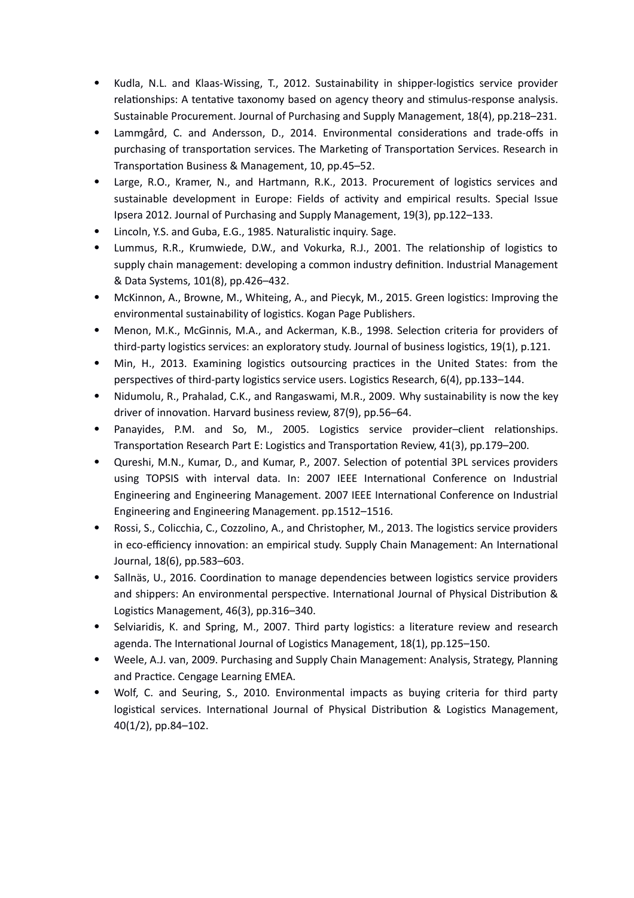- Kudla, N.L. and Klaas-Wissing, T., 2012. Sustainability in shipper-logistics service provider relationships: A tentative taxonomy based on agency theory and stimulus-response analysis. Sustainable Procurement. Journal of Purchasing and Supply Management, 18(4), pp.218–231.
- Lammgård, C. and Andersson, D., 2014. Environmental considerations and trade-offs in purchasing of transportation services. The Marketing of Transportation Services. Research in Transportation Business & Management, 10, pp.45–52.
- Large, R.O., Kramer, N., and Hartmann, R.K., 2013. Procurement of logistics services and sustainable development in Europe: Fields of activity and empirical results. Special Issue Ipsera 2012. Journal of Purchasing and Supply Management, 19(3), pp.122–133.
- Lincoln, Y.S. and Guba, E.G., 1985. Naturalistic inquiry. Sage.
- Lummus, R.R., Krumwiede, D.W., and Vokurka, R.J., 2001. The relationship of logistics to supply chain management: developing a common industry definition. Industrial Management & Data Systems, 101(8), pp.426–432.
- McKinnon, A., Browne, M., Whiteing, A., and Piecyk, M., 2015. Green logistics: Improving the environmental sustainability of logistics. Kogan Page Publishers.
- Menon, M.K., McGinnis, M.A., and Ackerman, K.B., 1998. Selection criteria for providers of third-party logistics services: an exploratory study. Journal of business logistics, 19(1), p.121.
- Min, H., 2013. Examining logistics outsourcing practices in the United States: from the perspectives of third-party logistics service users. Logistics Research, 6(4), pp.133–144.
- Nidumolu, R., Prahalad, C.K., and Rangaswami, M.R., 2009. Why sustainability is now the key driver of innovation. Harvard business review, 87(9), pp.56–64.
- Panayides, P.M. and So, M., 2005. Logistics service provider–client relationships. Transportation Research Part E: Logistics and Transportation Review, 41(3), pp.179–200.
- Qureshi, M.N., Kumar, D., and Kumar, P., 2007. Selection of potential 3PL services providers using TOPSIS with interval data. In: 2007 IEEE International Conference on Industrial Engineering and Engineering Management. 2007 IEEE International Conference on Industrial Engineering and Engineering Management. pp.1512–1516.
- Rossi, S., Colicchia, C., Cozzolino, A., and Christopher, M., 2013. The logistics service providers in eco-efficiency innovation: an empirical study. Supply Chain Management: An International Journal, 18(6), pp.583–603.
- Sallnäs, U., 2016. Coordination to manage dependencies between logistics service providers and shippers: An environmental perspective. International Journal of Physical Distribution & Logistics Management, 46(3), pp.316–340.
- Selviaridis, K. and Spring, M., 2007. Third party logistics: a literature review and research agenda. The International Journal of Logistics Management, 18(1), pp.125–150.
- Weele, A.J. van, 2009. Purchasing and Supply Chain Management: Analysis, Strategy, Planning and Practice. Cengage Learning EMEA.
- Wolf, C. and Seuring, S., 2010. Environmental impacts as buying criteria for third party logistical services. International Journal of Physical Distribution & Logistics Management, 40(1/2), pp.84–102.